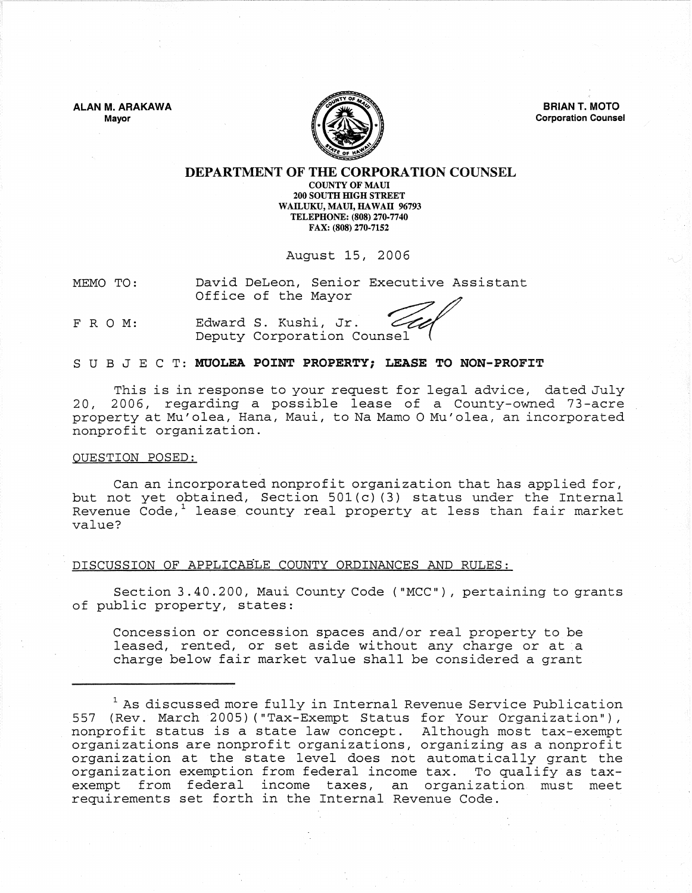**ALAN M. ARAKAWA**
Mayor

**BRIAN T. MOTO**
Corporation Counsel

# DEPARTMENT OF THE CORPORATION COUNSEL

COUNTY OF MAUI
200 SOUTH HIGH STREET
WAILUKU, MAUI, HAWAII 96793
TELEPHONE: (808) 270-7740
FAX: (808) 270-7152

August 15, 2006

MEMO TO: David DeLeon, Senior Executive Assistant
Office of the Mayor

F R O M: Edward S. Kushi, Jr.
Deputy Corporation Counsel

S U B J E C T: **MUOLEA POINT PROPERTY; LEASE TO NON-PROFIT**

This is in response to your request for legal advice, dated July 20, 2006, regarding a possible lease of a County-owned 73-acre property at Mu'olea, Hana, Maui, to Na Mamo O Mu'olea, an incorporated nonprofit organization.

QUESTION POSED:

Can an incorporated nonprofit organization that has applied for, but not yet obtained, Section 501(c)(3) status under the Internal Revenue Code,[1] lease county real property at less than fair market value?

DISCUSSION OF APPLICABLE COUNTY ORDINANCES AND RULES:

Section 3.40.200, Maui County Code ("MCC"), pertaining to grants of public property, states:

> Concession or concession spaces and/or real property to be leased, rented, or set aside without any charge or at a charge below fair market value shall be considered a grant

---

[1] As discussed more fully in Internal Revenue Service Publication 557 (Rev. March 2005)("Tax-Exempt Status for Your Organization"), nonprofit status is a state law concept. Although most tax-exempt organizations are nonprofit organizations, organizing as a nonprofit organization at the state level does not automatically grant the organization exemption from federal income tax. To qualify as tax-exempt from federal income taxes, an organization must meet requirements set forth in the Internal Revenue Code.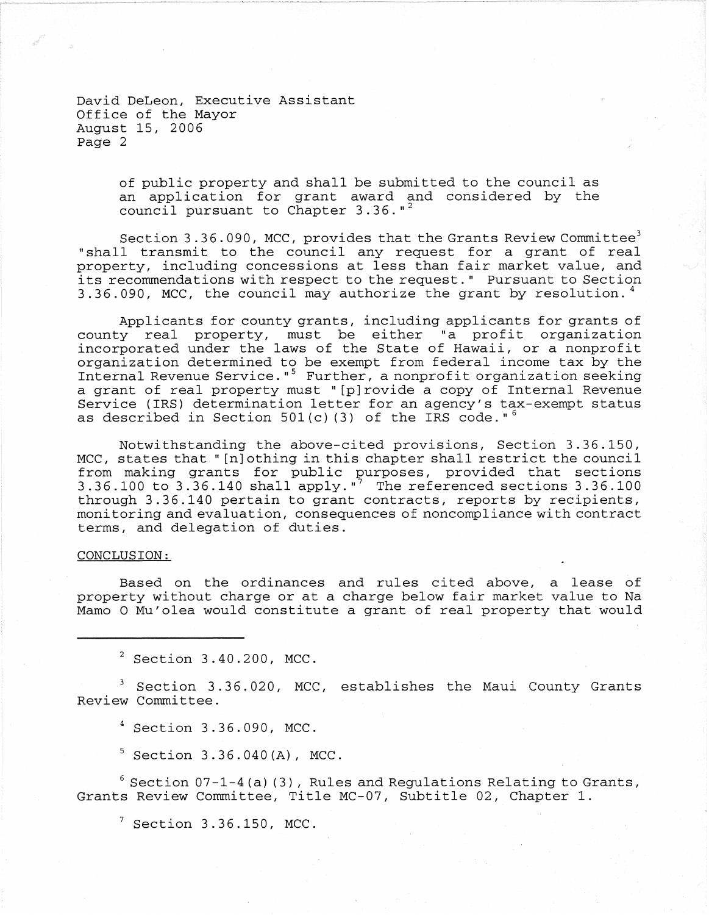of public property and shall be submitted to the council as an application for grant award and considered by the council pursuant to Chapter 3.36."[2]

Section 3.36.090, MCC, provides that the Grants Review Committee[3] "shall transmit to the council any request for a grant of real property, including concessions at less than fair market value, and its recommendations with respect to the request." Pursuant to Section 3.36.090, MCC, the council may authorize the grant by resolution.[4]

Applicants for county grants, including applicants for grants of county real property, must be either "a profit organization incorporated under the laws of the State of Hawaii, or a nonprofit organization determined to be exempt from federal income tax by the Internal Revenue Service."[5] Further, a nonprofit organization seeking a grant of real property must "[p]rovide a copy of Internal Revenue Service (IRS) determination letter for an agency's tax-exempt status as described in Section 501(c)(3) of the IRS code."[6]

Notwithstanding the above-cited provisions, Section 3.36.150, MCC, states that "[n]othing in this chapter shall restrict the council from making grants for public purposes, provided that sections 3.36.100 to 3.36.140 shall apply."[7] The referenced sections 3.36.100 through 3.36.140 pertain to grant contracts, reports by recipients, monitoring and evaluation, consequences of noncompliance with contract terms, and delegation of duties.

CONCLUSION:

Based on the ordinances and rules cited above, a lease of property without charge or at a charge below fair market value to Na Mamo O Mu'olea would constitute a grant of real property that would

---

[2] Section 3.40.200, MCC.

[3] Section 3.36.020, MCC, establishes the Maui County Grants Review Committee.

[4] Section 3.36.090, MCC.

[5] Section 3.36.040(A), MCC.

[6] Section 07-1-4(a)(3), Rules and Regulations Relating to Grants, Grants Review Committee, Title MC-07, Subtitle 02, Chapter 1.

[7] Section 3.36.150, MCC.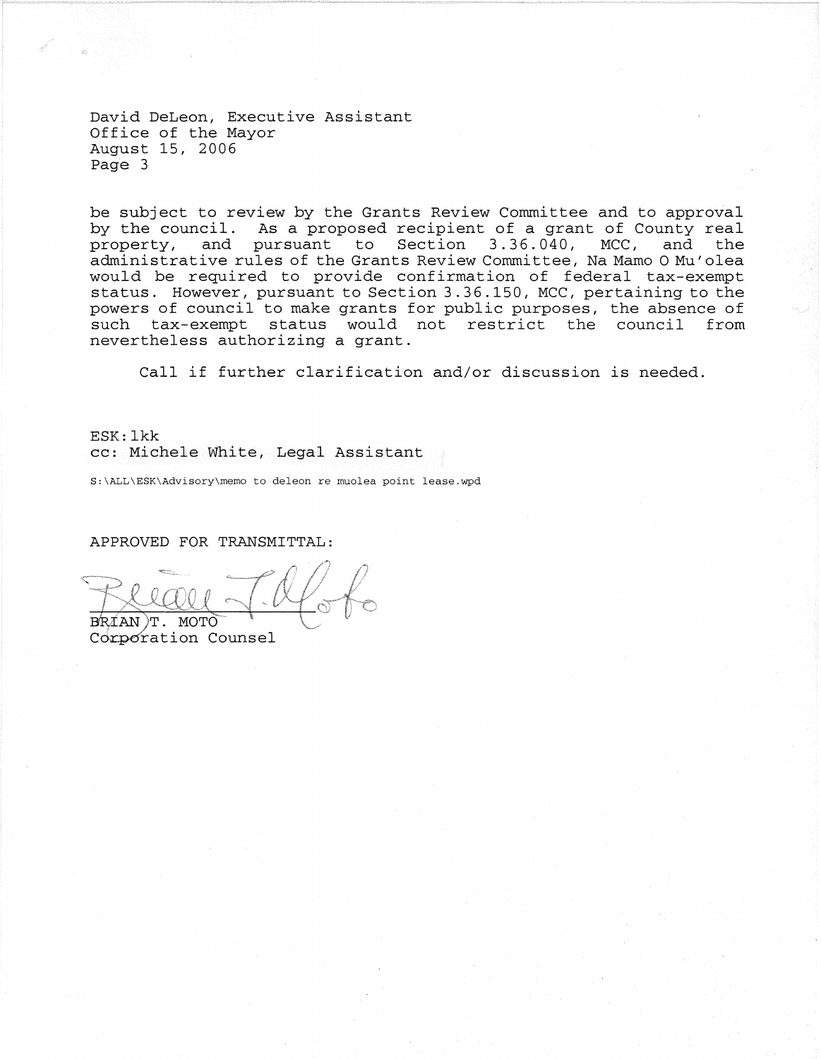David DeLeon, Executive Assistant
Office of the Mayor
August 15, 2006
Page 3

be subject to review by the Grants Review Committee and to approval by the council. As a proposed recipient of a grant of County real property, and pursuant to Section 3.36.040, MCC, and the administrative rules of the Grants Review Committee, Na Mamo O Mu'olea would be required to provide confirmation of federal tax-exempt status. However, pursuant to Section 3.36.150, MCC, pertaining to the powers of council to make grants for public purposes, the absence of such tax-exempt status would not restrict the council from nevertheless authorizing a grant.

Call if further clarification and/or discussion is needed.

ESK:lkk
cc: Michele White, Legal Assistant

S:\ALL\ESK\Advisory\memo to deleon re muolea point lease.wpd

APPROVED FOR TRANSMITTAL:

BRIAN T. MOTO
Corporation Counsel